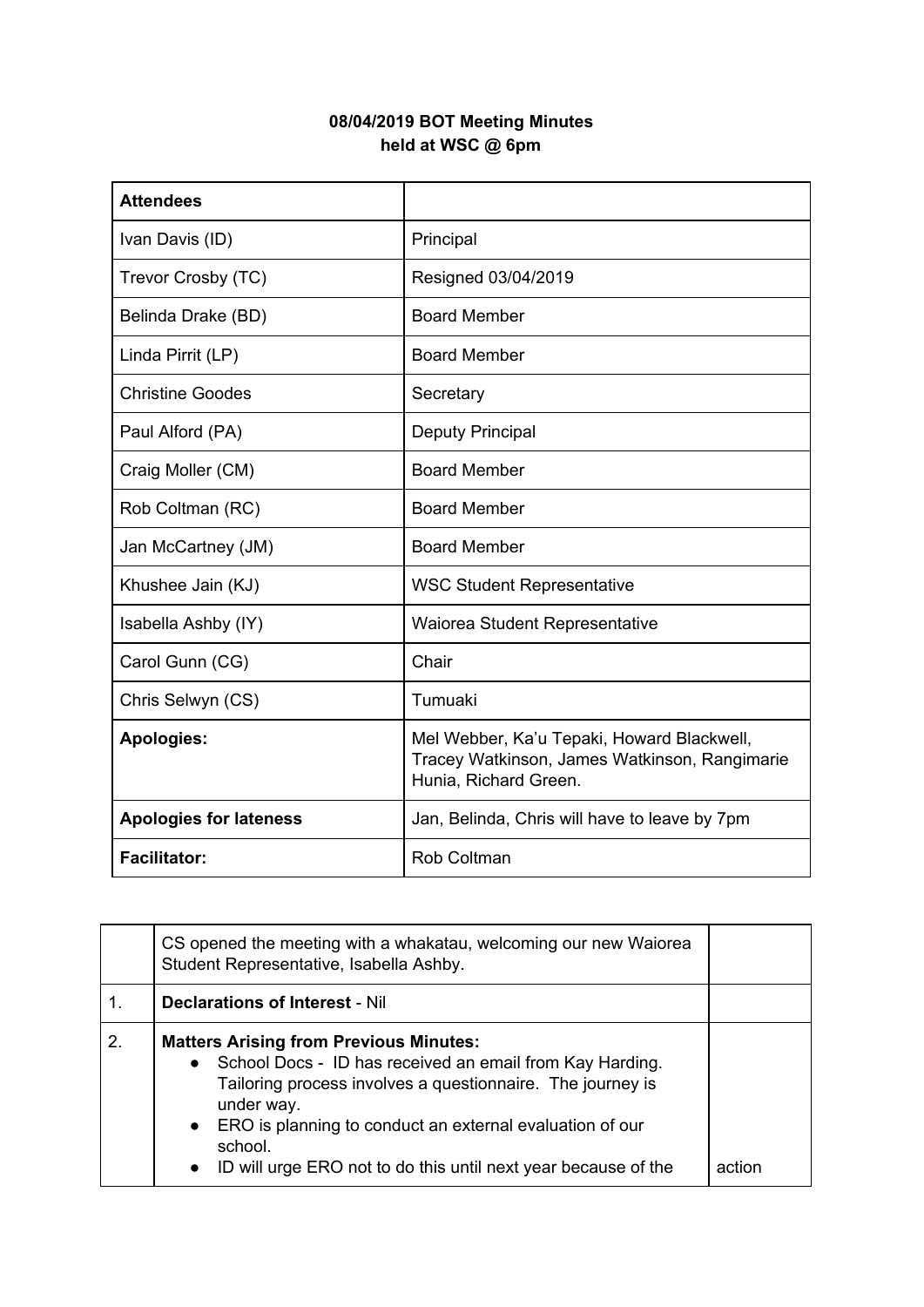**08/04/2019 BOT Meeting Minutes**
**held at WSC @ 6pm**

| **Attendees** | |
|---|---|
| Ivan Davis (ID) | Principal |
| Trevor Crosby (TC) | Resigned 03/04/2019 |
| Belinda Drake (BD) | Board Member |
| Linda Pirrit (LP) | Board Member |
| Christine Goodes | Secretary |
| Paul Alford (PA) | Deputy Principal |
| Craig Moller (CM) | Board Member |
| Rob Coltman (RC) | Board Member |
| Jan McCartney (JM) | Board Member |
| Khushee Jain (KJ) | WSC Student Representative |
| Isabella Ashby (IY) | Waiorea Student Representative |
| Carol Gunn (CG) | Chair |
| Chris Selwyn (CS) | Tumuaki |
| **Apologies:** | Mel Webber, Ka'u Tepaki, Howard Blackwell, Tracey Watkinson, James Watkinson, Rangimarie Hunia, Richard Green. |
| **Apologies for lateness** | Jan, Belinda, Chris will have to leave by 7pm |
| **Facilitator:** | Rob Coltman |

| | | |
|---|---|---|
| | CS opened the meeting with a whakatau, welcoming our new Waiorea Student Representative, Isabella Ashby. | |
| 1. | **Declarations of Interest** - Nil | |
| 2. | **Matters Arising from Previous Minutes:**<br>● School Docs - ID has received an email from Kay Harding. Tailoring process involves a questionnaire. The journey is under way.<br>● ERO is planning to conduct an external evaluation of our school.<br>● ID will urge ERO not to do this until next year because of the | action |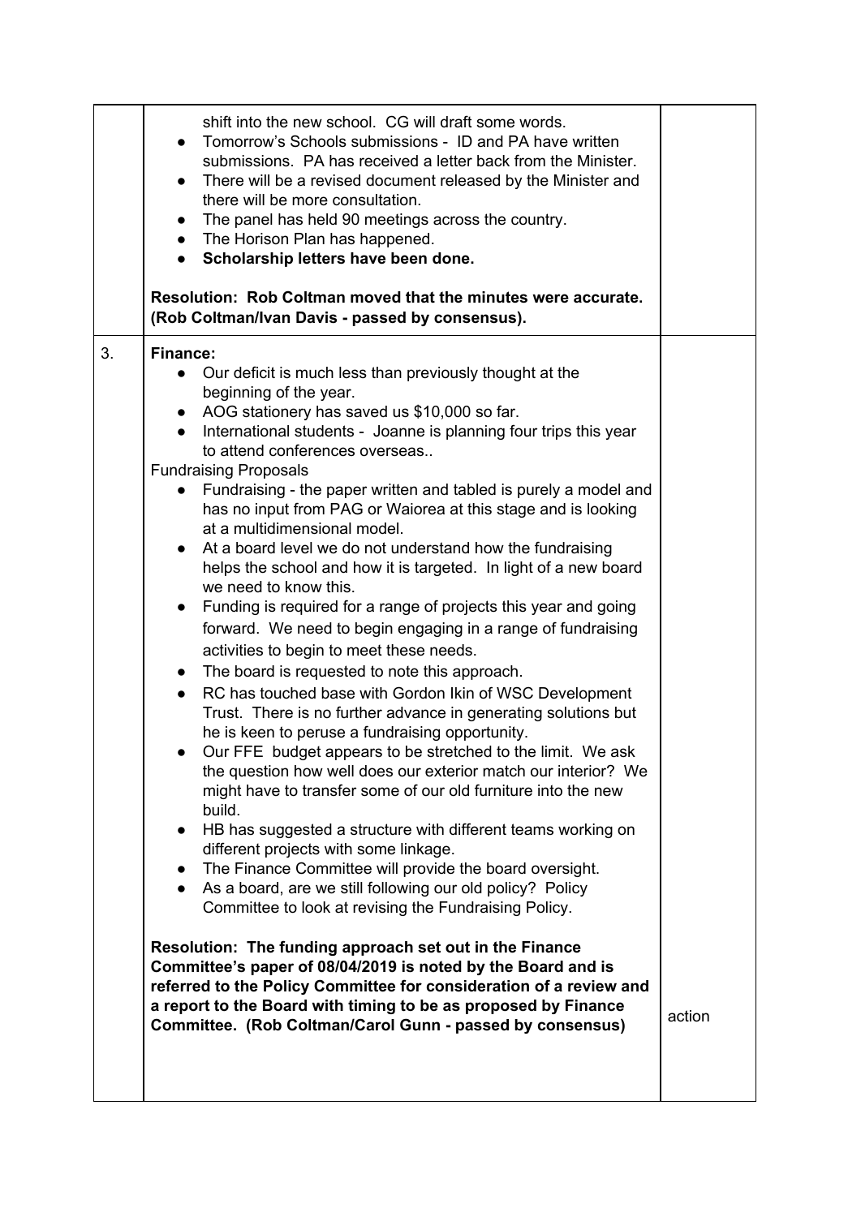| | | |
|---|---|---|
| | shift into the new school. CG will draft some words.<br>• Tomorrow's Schools submissions - ID and PA have written submissions. PA has received a letter back from the Minister.<br>• There will be a revised document released by the Minister and there will be more consultation.<br>• The panel has held 90 meetings across the country.<br>• The Horison Plan has happened.<br>• **Scholarship letters have been done.**<br><br>**Resolution: Rob Coltman moved that the minutes were accurate. (Rob Coltman/Ivan Davis - passed by consensus).** | |
| 3. | **Finance:**<br>• Our deficit is much less than previously thought at the beginning of the year.<br>• AOG stationery has saved us $10,000 so far.<br>• International students - Joanne is planning four trips this year to attend conferences overseas..<br>Fundraising Proposals<br>• Fundraising - the paper written and tabled is purely a model and has no input from PAG or Waiorea at this stage and is looking at a multidimensional model.<br>• At a board level we do not understand how the fundraising helps the school and how it is targeted. In light of a new board we need to know this.<br>• Funding is required for a range of projects this year and going forward. We need to begin engaging in a range of fundraising activities to begin to meet these needs.<br>• The board is requested to note this approach.<br>• RC has touched base with Gordon Ikin of WSC Development Trust. There is no further advance in generating solutions but he is keen to peruse a fundraising opportunity.<br>• Our FFE budget appears to be stretched to the limit. We ask the question how well does our exterior match our interior? We might have to transfer some of our old furniture into the new build.<br>• HB has suggested a structure with different teams working on different projects with some linkage.<br>• The Finance Committee will provide the board oversight.<br>• As a board, are we still following our old policy? Policy Committee to look at revising the Fundraising Policy.<br><br>**Resolution: The funding approach set out in the Finance Committee's paper of 08/04/2019 is noted by the Board and is referred to the Policy Committee for consideration of a review and a report to the Board with timing to be as proposed by Finance Committee. (Rob Coltman/Carol Gunn - passed by consensus)** | action |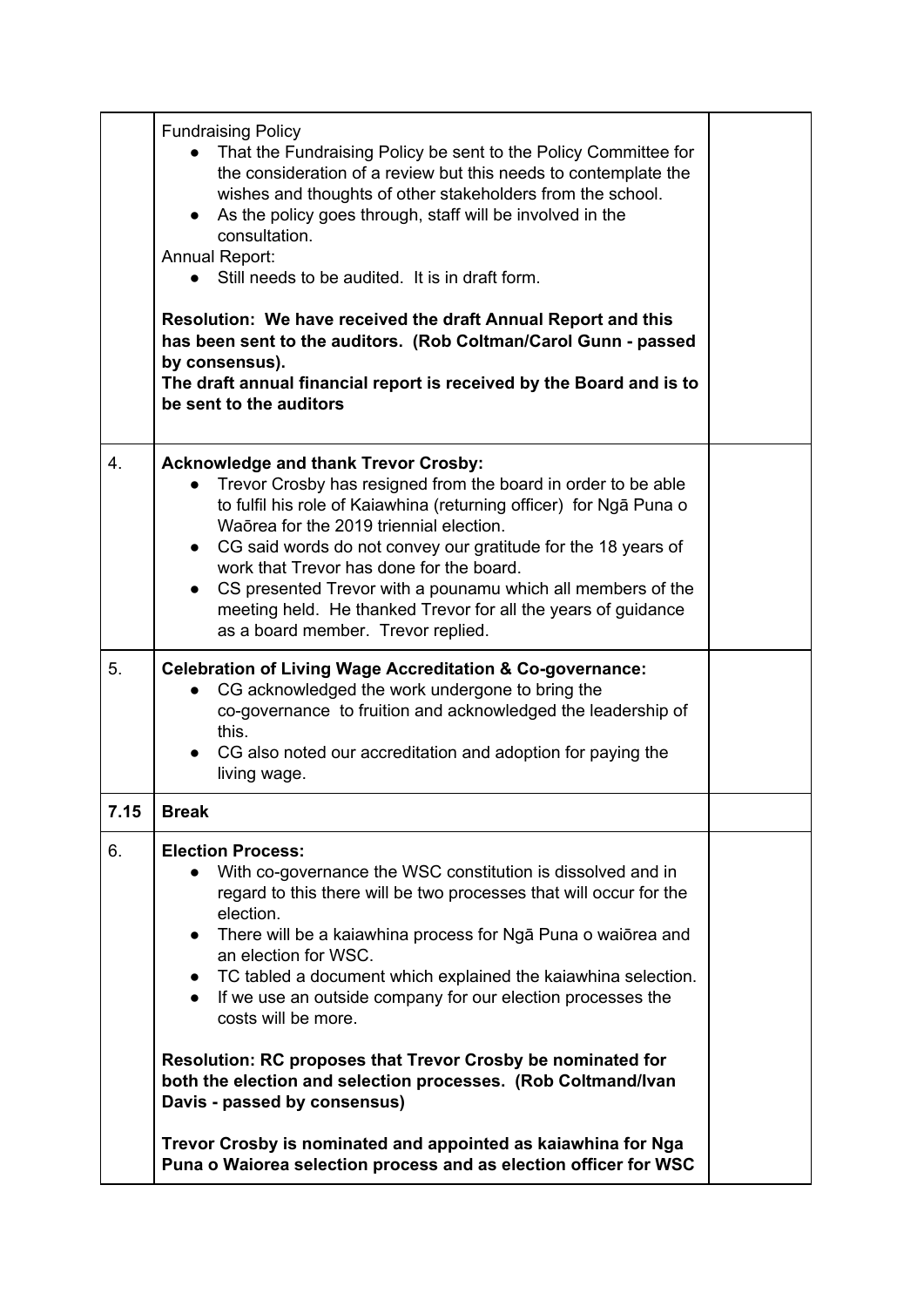| | | |
|---|---|---|
| | Fundraising Policy<br>● That the Fundraising Policy be sent to the Policy Committee for the consideration of a review but this needs to contemplate the wishes and thoughts of other stakeholders from the school.<br>● As the policy goes through, staff will be involved in the consultation.<br>Annual Report:<br>● Still needs to be audited. It is in draft form.<br><br>**Resolution: We have received the draft Annual Report and this has been sent to the auditors. (Rob Coltman/Carol Gunn - passed by consensus).**<br>**The draft annual financial report is received by the Board and is to be sent to the auditors** | |
| 4. | **Acknowledge and thank Trevor Crosby:**<br>● Trevor Crosby has resigned from the board in order to be able to fulfil his role of Kaiawhina (returning officer) for Ngā Puna o Waōrea for the 2019 triennial election.<br>● CG said words do not convey our gratitude for the 18 years of work that Trevor has done for the board.<br>● CS presented Trevor with a pounamu which all members of the meeting held. He thanked Trevor for all the years of guidance as a board member. Trevor replied. | |
| 5. | **Celebration of Living Wage Accreditation & Co-governance:**<br>● CG acknowledged the work undergone to bring the co-governance to fruition and acknowledged the leadership of this.<br>● CG also noted our accreditation and adoption for paying the living wage. | |
| **7.15** | **Break** | |
| 6. | **Election Process:**<br>● With co-governance the WSC constitution is dissolved and in regard to this there will be two processes that will occur for the election.<br>● There will be a kaiawhina process for Ngā Puna o waiōrea and an election for WSC.<br>● TC tabled a document which explained the kaiawhina selection.<br>● If we use an outside company for our election processes the costs will be more.<br><br>**Resolution: RC proposes that Trevor Crosby be nominated for both the election and selection processes. (Rob Coltmand/Ivan Davis - passed by consensus)**<br><br>**Trevor Crosby is nominated and appointed as kaiawhina for Nga Puna o Waiorea selection process and as election officer for WSC** | |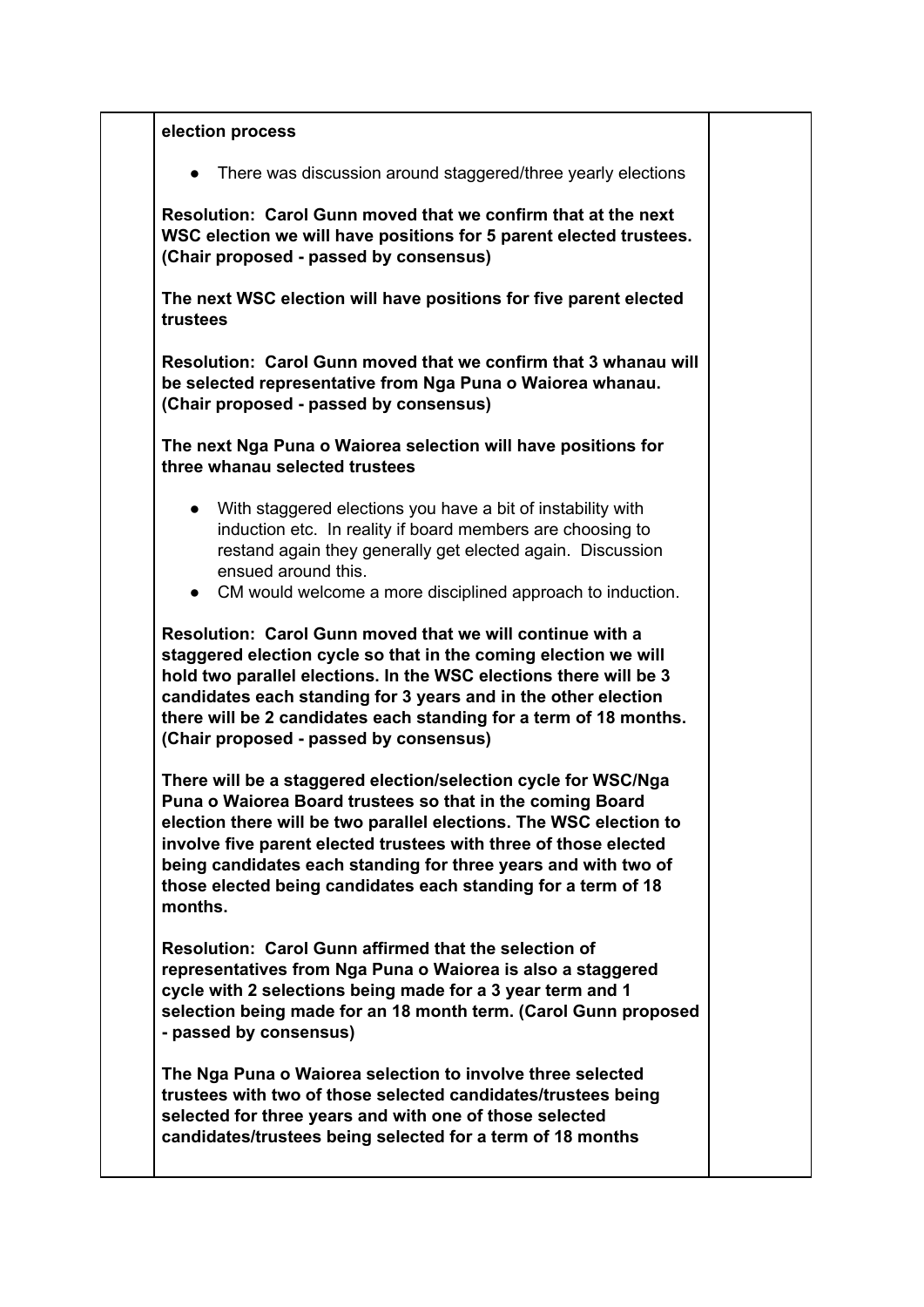| | | |
|---|---|---|
| | **election process**<br><br>• There was discussion around staggered/three yearly elections<br><br>**Resolution: Carol Gunn moved that we confirm that at the next WSC election we will have positions for 5 parent elected trustees. (Chair proposed - passed by consensus)**<br><br>**The next WSC election will have positions for five parent elected trustees**<br><br>**Resolution: Carol Gunn moved that we confirm that 3 whanau will be selected representative from Nga Puna o Waiorea whanau. (Chair proposed - passed by consensus)**<br><br>**The next Nga Puna o Waiorea selection will have positions for three whanau selected trustees**<br><br>• With staggered elections you have a bit of instability with induction etc. In reality if board members are choosing to restand again they generally get elected again. Discussion ensued around this.<br>• CM would welcome a more disciplined approach to induction.<br><br>**Resolution: Carol Gunn moved that we will continue with a staggered election cycle so that in the coming election we will hold two parallel elections. In the WSC elections there will be 3 candidates each standing for 3 years and in the other election there will be 2 candidates each standing for a term of 18 months. (Chair proposed - passed by consensus)**<br><br>**There will be a staggered election/selection cycle for WSC/Nga Puna o Waiorea Board trustees so that in the coming Board election there will be two parallel elections. The WSC election to involve five parent elected trustees with three of those elected being candidates each standing for three years and with two of those elected being candidates each standing for a term of 18 months.**<br><br>**Resolution: Carol Gunn affirmed that the selection of representatives from Nga Puna o Waiorea is also a staggered cycle with 2 selections being made for a 3 year term and 1 selection being made for an 18 month term. (Carol Gunn proposed - passed by consensus)**<br><br>**The Nga Puna o Waiorea selection to involve three selected trustees with two of those selected candidates/trustees being selected for three years and with one of those selected candidates/trustees being selected for a term of 18 months** | |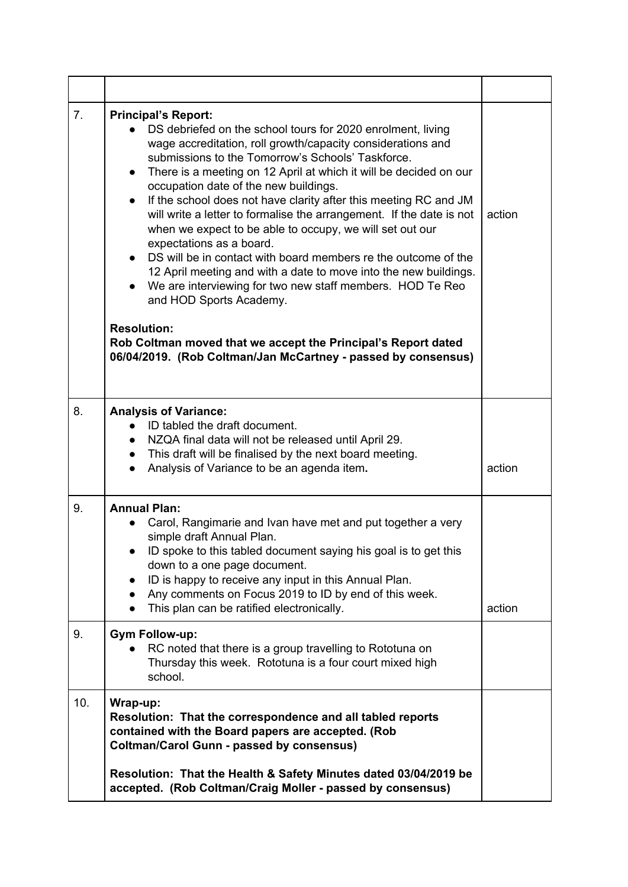| | | |
|---|---|---|
| 7. | **Principal's Report:**<br>● DS debriefed on the school tours for 2020 enrolment, living wage accreditation, roll growth/capacity considerations and submissions to the Tomorrow's Schools' Taskforce.<br>● There is a meeting on 12 April at which it will be decided on our occupation date of the new buildings.<br>● If the school does not have clarity after this meeting RC and JM will write a letter to formalise the arrangement. If the date is not when we expect to be able to occupy, we will set out our expectations as a board.<br>● DS will be in contact with board members re the outcome of the 12 April meeting and with a date to move into the new buildings.<br>● We are interviewing for two new staff members. HOD Te Reo and HOD Sports Academy.<br><br>**Resolution:**<br>**Rob Coltman moved that we accept the Principal's Report dated 06/04/2019. (Rob Coltman/Jan McCartney - passed by consensus)** | action |
| 8. | **Analysis of Variance:**<br>● ID tabled the draft document.<br>● NZQA final data will not be released until April 29.<br>● This draft will be finalised by the next board meeting.<br>● Analysis of Variance to be an agenda item**.** | action |
| 9. | **Annual Plan:**<br>● Carol, Rangimarie and Ivan have met and put together a very simple draft Annual Plan.<br>● ID spoke to this tabled document saying his goal is to get this down to a one page document.<br>● ID is happy to receive any input in this Annual Plan.<br>● Any comments on Focus 2019 to ID by end of this week.<br>● This plan can be ratified electronically. | action |
| 9. | **Gym Follow-up:**<br>● RC noted that there is a group travelling to Rototuna on Thursday this week. Rototuna is a four court mixed high school. | |
| 10. | **Wrap-up:**<br>**Resolution: That the correspondence and all tabled reports contained with the Board papers are accepted. (Rob Coltman/Carol Gunn - passed by consensus)**<br><br>**Resolution: That the Health & Safety Minutes dated 03/04/2019 be accepted. (Rob Coltman/Craig Moller - passed by consensus)** | |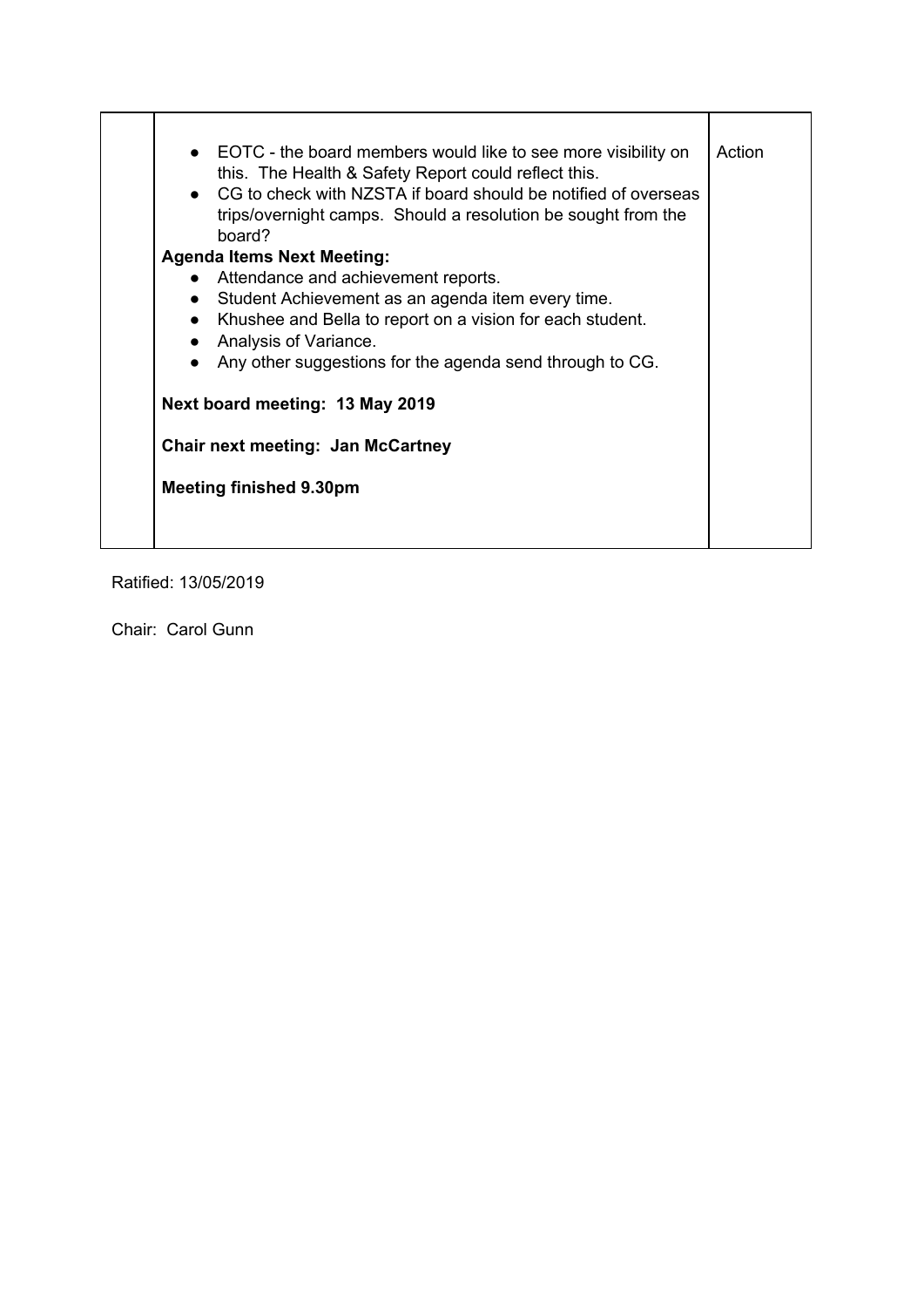| | | |
|---|---|---|
| | • EOTC - the board members would like to see more visibility on this. The Health & Safety Report could reflect this.<br>• CG to check with NZSTA if board should be notified of overseas trips/overnight camps. Should a resolution be sought from the board?<br>**Agenda Items Next Meeting:**<br>• Attendance and achievement reports.<br>• Student Achievement as an agenda item every time.<br>• Khushee and Bella to report on a vision for each student.<br>• Analysis of Variance.<br>• Any other suggestions for the agenda send through to CG.<br><br>**Next board meeting: 13 May 2019**<br><br>**Chair next meeting: Jan McCartney**<br><br>**Meeting finished 9.30pm** | Action |

Ratified: 13/05/2019

Chair: Carol Gunn